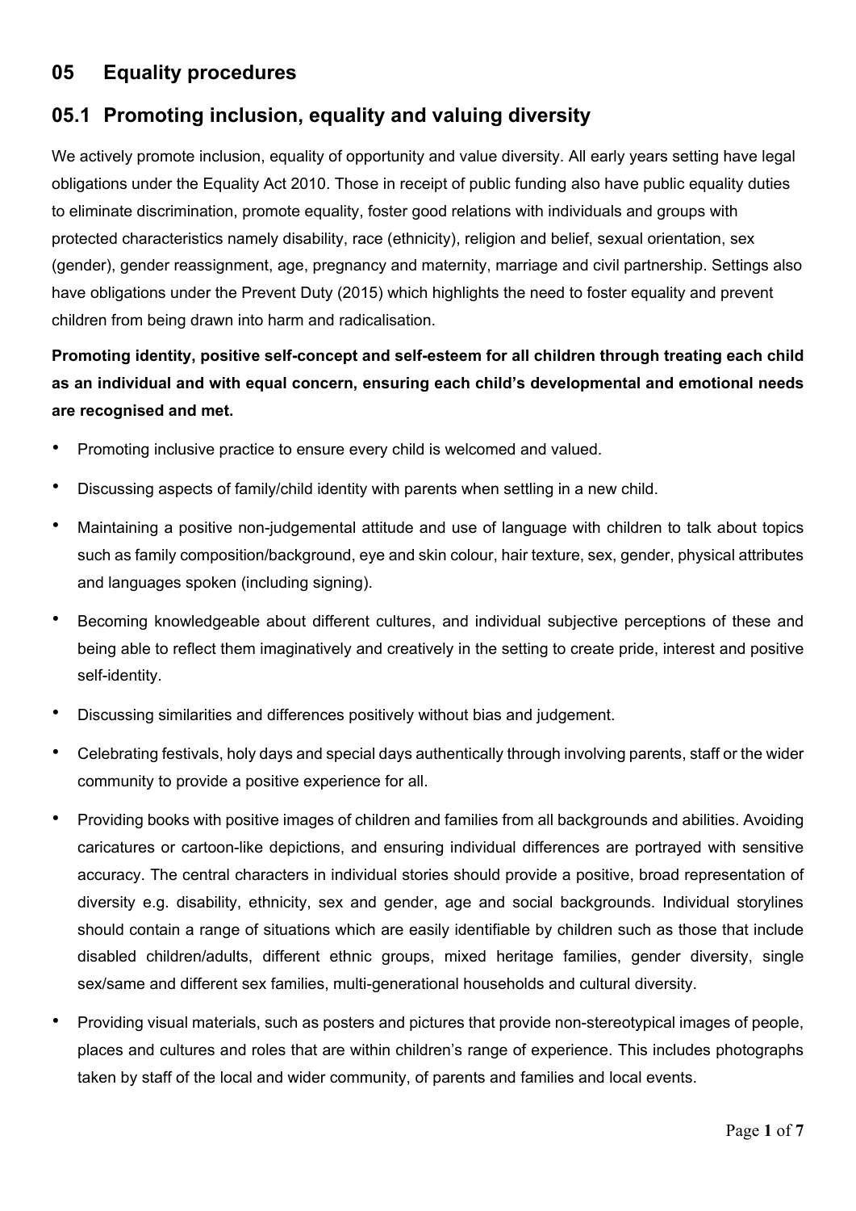# 05 Equality procedures

## 05.1 Promoting inclusion, equality and valuing diversity

We actively promote inclusion, equality of opportunity and value diversity. All early years setting have legal obligations under the Equality Act 2010. Those in receipt of public funding also have public equality duties to eliminate discrimination, promote equality, foster good relations with individuals and groups with protected characteristics namely disability, race (ethnicity), religion and belief, sexual orientation, sex (gender), gender reassignment, age, pregnancy and maternity, marriage and civil partnership. Settings also have obligations under the Prevent Duty (2015) which highlights the need to foster equality and prevent children from being drawn into harm and radicalisation.

**Promoting identity, positive self-concept and self-esteem for all children through treating each child as an individual and with equal concern, ensuring each child's developmental and emotional needs are recognised and met.**

- Promoting inclusive practice to ensure every child is welcomed and valued.
- Discussing aspects of family/child identity with parents when settling in a new child.
- Maintaining a positive non-judgemental attitude and use of language with children to talk about topics such as family composition/background, eye and skin colour, hair texture, sex, gender, physical attributes and languages spoken (including signing).
- Becoming knowledgeable about different cultures, and individual subjective perceptions of these and being able to reflect them imaginatively and creatively in the setting to create pride, interest and positive self-identity.
- Discussing similarities and differences positively without bias and judgement.
- Celebrating festivals, holy days and special days authentically through involving parents, staff or the wider community to provide a positive experience for all.
- Providing books with positive images of children and families from all backgrounds and abilities. Avoiding caricatures or cartoon-like depictions, and ensuring individual differences are portrayed with sensitive accuracy. The central characters in individual stories should provide a positive, broad representation of diversity e.g. disability, ethnicity, sex and gender, age and social backgrounds. Individual storylines should contain a range of situations which are easily identifiable by children such as those that include disabled children/adults, different ethnic groups, mixed heritage families, gender diversity, single sex/same and different sex families, multi-generational households and cultural diversity.
- Providing visual materials, such as posters and pictures that provide non-stereotypical images of people, places and cultures and roles that are within children's range of experience. This includes photographs taken by staff of the local and wider community, of parents and families and local events.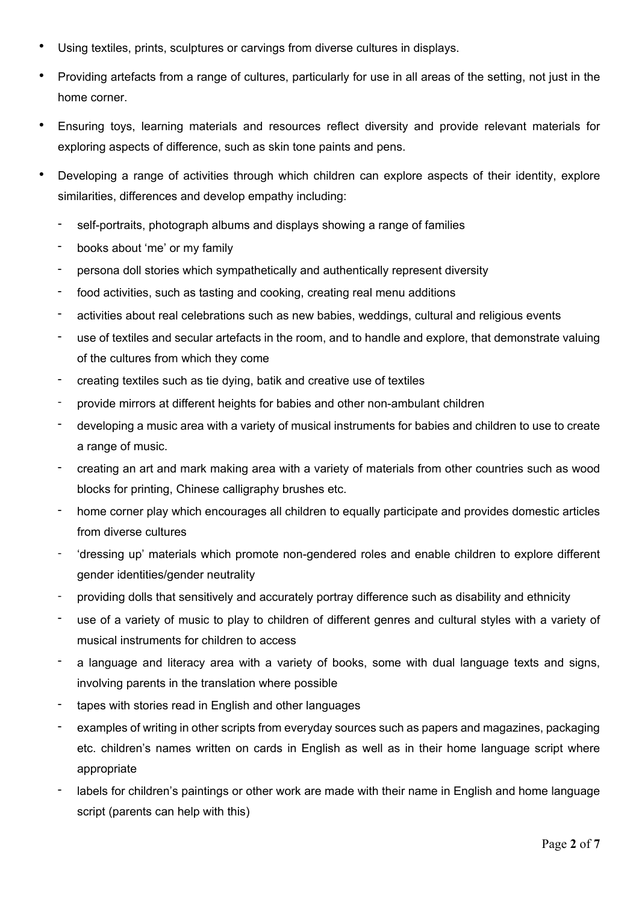- Using textiles, prints, sculptures or carvings from diverse cultures in displays.
- Providing artefacts from a range of cultures, particularly for use in all areas of the setting, not just in the home corner.
- Ensuring toys, learning materials and resources reflect diversity and provide relevant materials for exploring aspects of difference, such as skin tone paints and pens.
- Developing a range of activities through which children can explore aspects of their identity, explore similarities, differences and develop empathy including:
  - self-portraits, photograph albums and displays showing a range of families
  - books about 'me' or my family
  - persona doll stories which sympathetically and authentically represent diversity
  - food activities, such as tasting and cooking, creating real menu additions
  - activities about real celebrations such as new babies, weddings, cultural and religious events
  - use of textiles and secular artefacts in the room, and to handle and explore, that demonstrate valuing of the cultures from which they come
  - creating textiles such as tie dying, batik and creative use of textiles
  - provide mirrors at different heights for babies and other non-ambulant children
  - developing a music area with a variety of musical instruments for babies and children to use to create a range of music.
  - creating an art and mark making area with a variety of materials from other countries such as wood blocks for printing, Chinese calligraphy brushes etc.
  - home corner play which encourages all children to equally participate and provides domestic articles from diverse cultures
  - 'dressing up' materials which promote non-gendered roles and enable children to explore different gender identities/gender neutrality
  - providing dolls that sensitively and accurately portray difference such as disability and ethnicity
  - use of a variety of music to play to children of different genres and cultural styles with a variety of musical instruments for children to access
  - a language and literacy area with a variety of books, some with dual language texts and signs, involving parents in the translation where possible
  - tapes with stories read in English and other languages
  - examples of writing in other scripts from everyday sources such as papers and magazines, packaging etc. children's names written on cards in English as well as in their home language script where appropriate
  - labels for children's paintings or other work are made with their name in English and home language script (parents can help with this)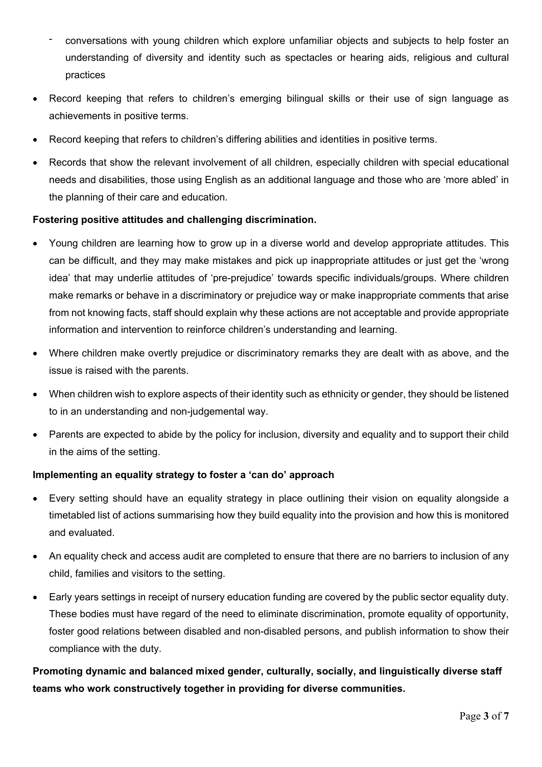- conversations with young children which explore unfamiliar objects and subjects to help foster an understanding of diversity and identity such as spectacles or hearing aids, religious and cultural practices

- Record keeping that refers to children's emerging bilingual skills or their use of sign language as achievements in positive terms.
- Record keeping that refers to children's differing abilities and identities in positive terms.
- Records that show the relevant involvement of all children, especially children with special educational needs and disabilities, those using English as an additional language and those who are 'more abled' in the planning of their care and education.

**Fostering positive attitudes and challenging discrimination.**

- Young children are learning how to grow up in a diverse world and develop appropriate attitudes. This can be difficult, and they may make mistakes and pick up inappropriate attitudes or just get the 'wrong idea' that may underlie attitudes of 'pre-prejudice' towards specific individuals/groups. Where children make remarks or behave in a discriminatory or prejudice way or make inappropriate comments that arise from not knowing facts, staff should explain why these actions are not acceptable and provide appropriate information and intervention to reinforce children's understanding and learning.
- Where children make overtly prejudice or discriminatory remarks they are dealt with as above, and the issue is raised with the parents.
- When children wish to explore aspects of their identity such as ethnicity or gender, they should be listened to in an understanding and non-judgemental way.
- Parents are expected to abide by the policy for inclusion, diversity and equality and to support their child in the aims of the setting.

**Implementing an equality strategy to foster a 'can do' approach**

- Every setting should have an equality strategy in place outlining their vision on equality alongside a timetabled list of actions summarising how they build equality into the provision and how this is monitored and evaluated.
- An equality check and access audit are completed to ensure that there are no barriers to inclusion of any child, families and visitors to the setting.
- Early years settings in receipt of nursery education funding are covered by the public sector equality duty. These bodies must have regard of the need to eliminate discrimination, promote equality of opportunity, foster good relations between disabled and non-disabled persons, and publish information to show their compliance with the duty.

**Promoting dynamic and balanced mixed gender, culturally, socially, and linguistically diverse staff teams who work constructively together in providing for diverse communities.**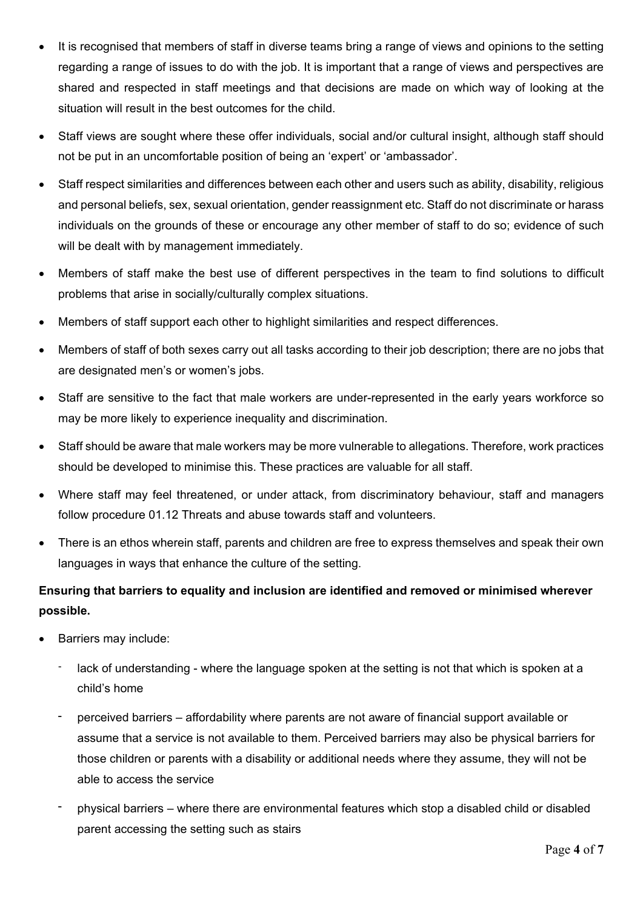- It is recognised that members of staff in diverse teams bring a range of views and opinions to the setting regarding a range of issues to do with the job. It is important that a range of views and perspectives are shared and respected in staff meetings and that decisions are made on which way of looking at the situation will result in the best outcomes for the child.
- Staff views are sought where these offer individuals, social and/or cultural insight, although staff should not be put in an uncomfortable position of being an 'expert' or 'ambassador'.
- Staff respect similarities and differences between each other and users such as ability, disability, religious and personal beliefs, sex, sexual orientation, gender reassignment etc. Staff do not discriminate or harass individuals on the grounds of these or encourage any other member of staff to do so; evidence of such will be dealt with by management immediately.
- Members of staff make the best use of different perspectives in the team to find solutions to difficult problems that arise in socially/culturally complex situations.
- Members of staff support each other to highlight similarities and respect differences.
- Members of staff of both sexes carry out all tasks according to their job description; there are no jobs that are designated men's or women's jobs.
- Staff are sensitive to the fact that male workers are under-represented in the early years workforce so may be more likely to experience inequality and discrimination.
- Staff should be aware that male workers may be more vulnerable to allegations. Therefore, work practices should be developed to minimise this. These practices are valuable for all staff.
- Where staff may feel threatened, or under attack, from discriminatory behaviour, staff and managers follow procedure 01.12 Threats and abuse towards staff and volunteers.
- There is an ethos wherein staff, parents and children are free to express themselves and speak their own languages in ways that enhance the culture of the setting.

**Ensuring that barriers to equality and inclusion are identified and removed or minimised wherever possible.**

- Barriers may include:
  - lack of understanding - where the language spoken at the setting is not that which is spoken at a child's home
  - perceived barriers – affordability where parents are not aware of financial support available or assume that a service is not available to them. Perceived barriers may also be physical barriers for those children or parents with a disability or additional needs where they assume, they will not be able to access the service
  - physical barriers – where there are environmental features which stop a disabled child or disabled parent accessing the setting such as stairs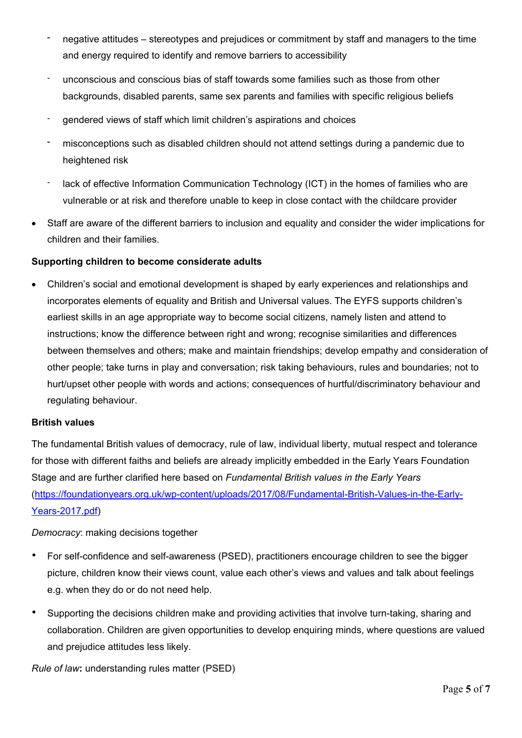- negative attitudes – stereotypes and prejudices or commitment by staff and managers to the time and energy required to identify and remove barriers to accessibility
- unconscious and conscious bias of staff towards some families such as those from other backgrounds, disabled parents, same sex parents and families with specific religious beliefs
- gendered views of staff which limit children's aspirations and choices
- misconceptions such as disabled children should not attend settings during a pandemic due to heightened risk
- lack of effective Information Communication Technology (ICT) in the homes of families who are vulnerable or at risk and therefore unable to keep in close contact with the childcare provider

- Staff are aware of the different barriers to inclusion and equality and consider the wider implications for children and their families.

**Supporting children to become considerate adults**

- Children's social and emotional development is shaped by early experiences and relationships and incorporates elements of equality and British and Universal values. The EYFS supports children's earliest skills in an age appropriate way to become social citizens, namely listen and attend to instructions; know the difference between right and wrong; recognise similarities and differences between themselves and others; make and maintain friendships; develop empathy and consideration of other people; take turns in play and conversation; risk taking behaviours, rules and boundaries; not to hurt/upset other people with words and actions; consequences of hurtful/discriminatory behaviour and regulating behaviour.

**British values**

The fundamental British values of democracy, rule of law, individual liberty, mutual respect and tolerance for those with different faiths and beliefs are already implicitly embedded in the Early Years Foundation Stage and are further clarified here based on *Fundamental British values in the Early Years* ([https://foundationyears.org.uk/wp-content/uploads/2017/08/Fundamental-British-Values-in-the-Early-Years-2017.pdf](https://foundationyears.org.uk/wp-content/uploads/2017/08/Fundamental-British-Values-in-the-Early-Years-2017.pdf))

*Democracy*: making decisions together

- For self-confidence and self-awareness (PSED), practitioners encourage children to see the bigger picture, children know their views count, value each other's views and values and talk about feelings e.g. when they do or do not need help.
- Supporting the decisions children make and providing activities that involve turn-taking, sharing and collaboration. Children are given opportunities to develop enquiring minds, where questions are valued and prejudice attitudes less likely.

*Rule of law***:** understanding rules matter (PSED)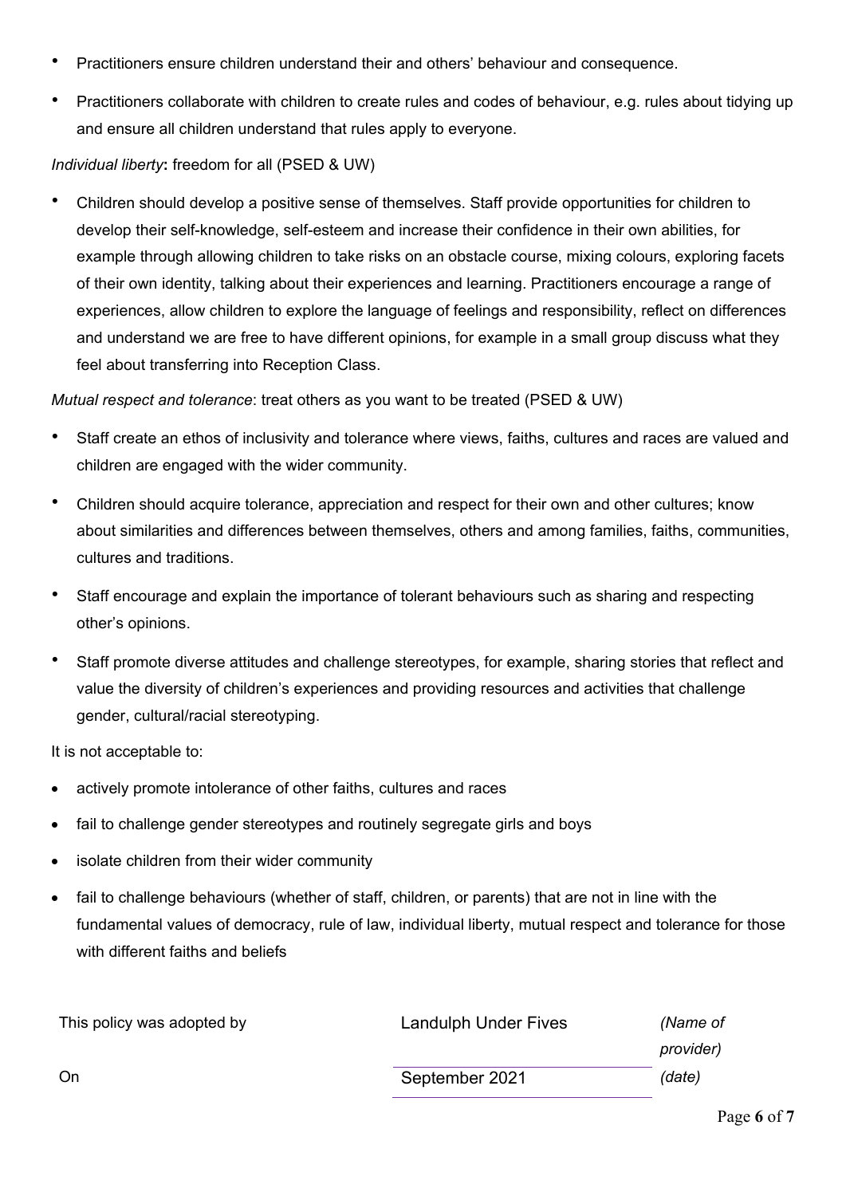- Practitioners ensure children understand their and others' behaviour and consequence.
- Practitioners collaborate with children to create rules and codes of behaviour, e.g. rules about tidying up and ensure all children understand that rules apply to everyone.

*Individual liberty***:** freedom for all (PSED & UW)

- Children should develop a positive sense of themselves. Staff provide opportunities for children to develop their self-knowledge, self-esteem and increase their confidence in their own abilities, for example through allowing children to take risks on an obstacle course, mixing colours, exploring facets of their own identity, talking about their experiences and learning. Practitioners encourage a range of experiences, allow children to explore the language of feelings and responsibility, reflect on differences and understand we are free to have different opinions, for example in a small group discuss what they feel about transferring into Reception Class.

*Mutual respect and tolerance*: treat others as you want to be treated (PSED & UW)

- Staff create an ethos of inclusivity and tolerance where views, faiths, cultures and races are valued and children are engaged with the wider community.
- Children should acquire tolerance, appreciation and respect for their own and other cultures; know about similarities and differences between themselves, others and among families, faiths, communities, cultures and traditions.
- Staff encourage and explain the importance of tolerant behaviours such as sharing and respecting other's opinions.
- Staff promote diverse attitudes and challenge stereotypes, for example, sharing stories that reflect and value the diversity of children's experiences and providing resources and activities that challenge gender, cultural/racial stereotyping.

It is not acceptable to:

- actively promote intolerance of other faiths, cultures and races
- fail to challenge gender stereotypes and routinely segregate girls and boys
- isolate children from their wider community
- fail to challenge behaviours (whether of staff, children, or parents) that are not in line with the fundamental values of democracy, rule of law, individual liberty, mutual respect and tolerance for those with different faiths and beliefs

| | | |
|---|---|---|
| This policy was adopted by | Landulph Under Fives | *(Name of provider)* |
| On | September 2021 | *(date)* |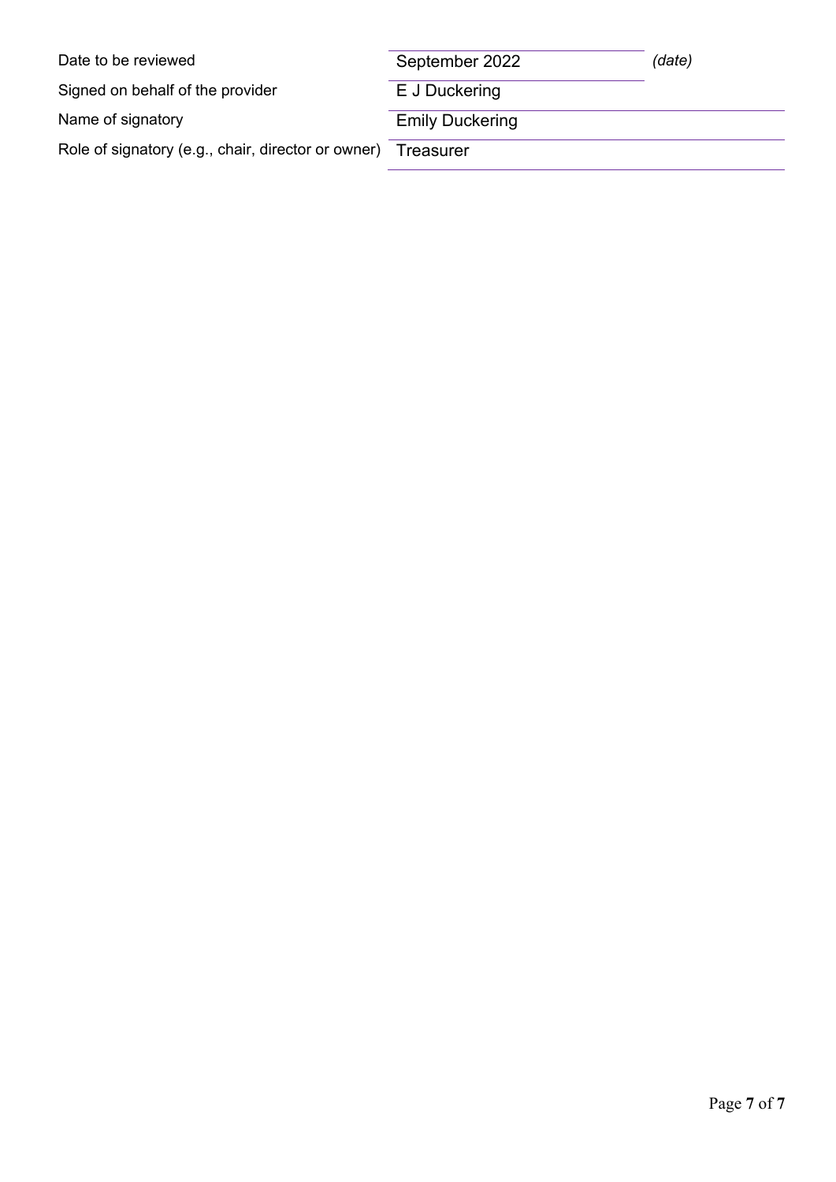| | | |
|---|---|---|
| Date to be reviewed | September 2022 | *(date)* |
| Signed on behalf of the provider | E J Duckering | |
| Name of signatory | Emily Duckering | |
| Role of signatory (e.g., chair, director or owner) | Treasurer | |